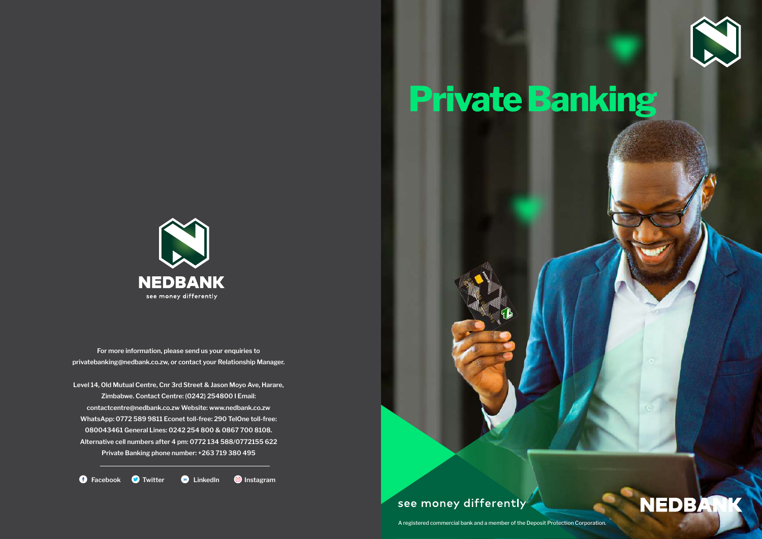NEDBANK

see money differently

For more information, please send us your enquiries to privatebanking@nedbank.co.zw, or contact your Relationship Manager.

Level 14, Old Mutual Centre, Cnr 3rd Street & Jason Moyo Ave, Harare, Zimbabwe. Contact Centre: (0242) 254800 I Email: contactcentre@nedbank.co.zw Website: www.nedbank.co.zw WhatsApp: 0772 589 9811 Econet toll-free: 290 TelOne toll-free: 080043461 General Lines: 0242 254 800 & 0867 700 8108. Alternative cell numbers after 4 pm: 0772 134 588/0772155 622 Private Banking phone number: +263 719 380 495

Facebook Twitter LinkedIn Instagram

# Private Banking

see money differently

NEDBANK

A registered commercial bank and a member of the Deposit Protection Corporation.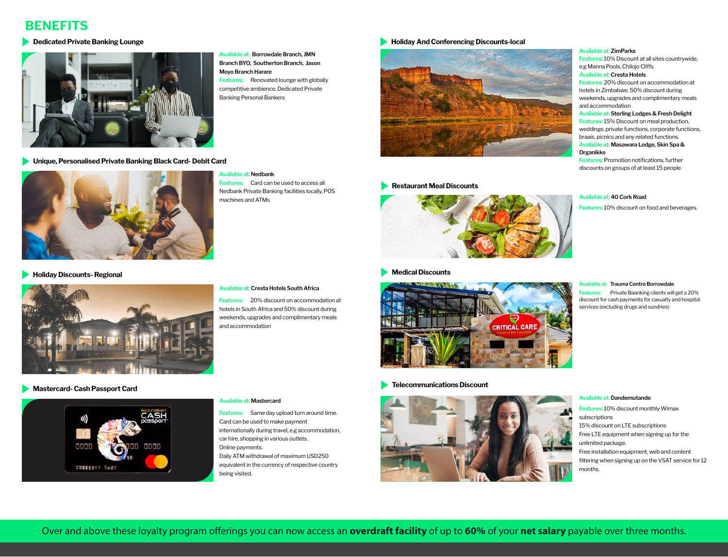# BENEFITS

## Dedicated Private Banking Lounge

Available at: **Borrowdale Branch, JMN Branch BYO, Southerton Branch, Jason Moyo Branch Harare**

Features: Renovated lounge with globally competitive ambience, Dedicated Private Banking Personal Bankers

## Unique, Personalised Private Banking Black Card- Debit Card

Available at: **Nedbank**

Features: Card can be used to access all Nedbank Private Banking facilities locally, POS machines and ATMs

## Holiday Discounts- Regional

Available at: **Cresta Hotels South Africa**

Features: 20% discount on accommodation at hotels in South Africa and 50% discount during weekends, upgrades and complimentary meals and accommodation

## Mastercard- Cash Passport Card

Available at: **Mastercard**

Features: Same day upload turn around time. Card can be used to make payment internationally during travel, e.g accommodation, car hire, shopping in various outlets.
Online payments.
Daily ATM withdrawal of maximum USD250 equivalent in the currency of respective country being visited.

## Holiday And Conferencing Discounts-local

Available at: **ZimParks**
Features: 10% Discount at all sites countrywide, e.g Manna Pools, Chilojo Cliffs

Available at: **Cresta Hotels**
Features: 20% discount on accommodation at hotels in Zimbabwe. 50% discount during weekends, upgrades and complimentary meals and accommodation

Available at: **Sterling Lodges & Fresh Delight**
Features: 15% Discount on meal production, weddings, private functions, corporate functions, braais, picnics and any related functions.

Available at: **Masawara Lodge, Skin Spa & Organikks**
Features: Promotion notifications, further discounts on groups of at least 15 people

## Restaurant Meal Discounts

Available at: **40 Cork Road**

Features: 10% discount on food and beverages.

## Medical Discounts

Available at: **Trauma Centre Borrowdale**

Features: Private Baanking clients will get a 20% discount for cash payments for casualty and hospital services (excluding drugs and sundries)

## Telecommunications Discount

Available at: **Dandemutande**

Features: 10% discount monthly Wimax subscriptions
15% discount on LTE subscriptions
Free LTE equipment when signing up for the unlimited package.
Free installation equipment, web and content filtering when signing up on the VSAT service for 12 months.

Over and above these loyalty program offerings you can now access an **overdraft facility** of up to **60%** of your **net salary** payable over three months.